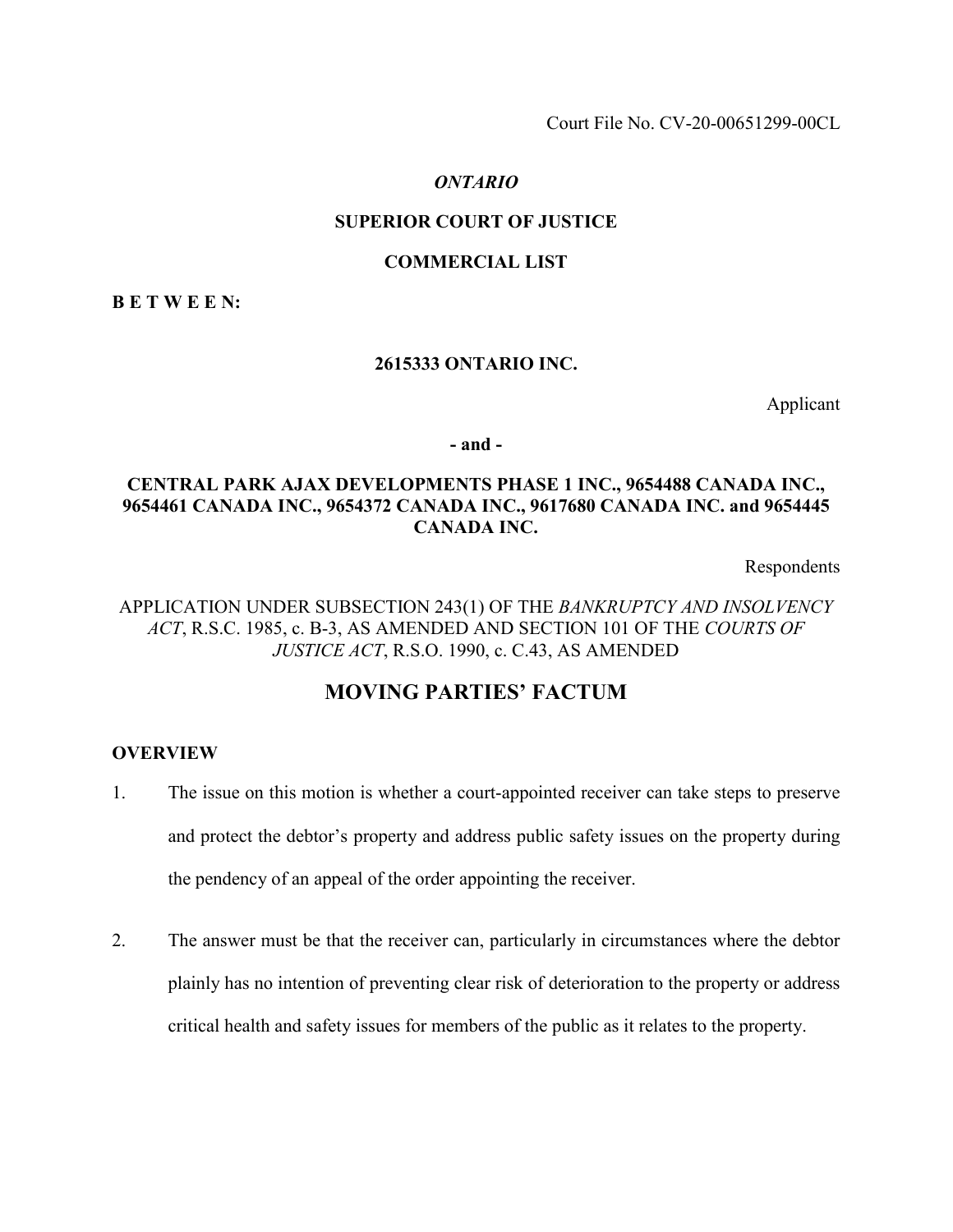Court File No. CV-20-00651299-00CL

*ONTARIO*

**SUPERIOR COURT OF JUSTICE**

**COMMERCIAL LIST**

**B E T W E E N:**

**2615333 ONTARIO INC.**

Applicant

**- and -**

**CENTRAL PARK AJAX DEVELOPMENTS PHASE 1 INC., 9654488 CANADA INC., 9654461 CANADA INC., 9654372 CANADA INC., 9617680 CANADA INC. and 9654445 CANADA INC.**

Respondents

APPLICATION UNDER SUBSECTION 243(1) OF THE *BANKRUPTCY AND INSOLVENCY ACT*, R.S.C. 1985, c. B-3, AS AMENDED AND SECTION 101 OF THE *COURTS OF JUSTICE ACT*, R.S.O. 1990, c. C.43, AS AMENDED

# MOVING PARTIES' FACTUM

## OVERVIEW

1. The issue on this motion is whether a court-appointed receiver can take steps to preserve and protect the debtor's property and address public safety issues on the property during the pendency of an appeal of the order appointing the receiver.

2. The answer must be that the receiver can, particularly in circumstances where the debtor plainly has no intention of preventing clear risk of deterioration to the property or address critical health and safety issues for members of the public as it relates to the property.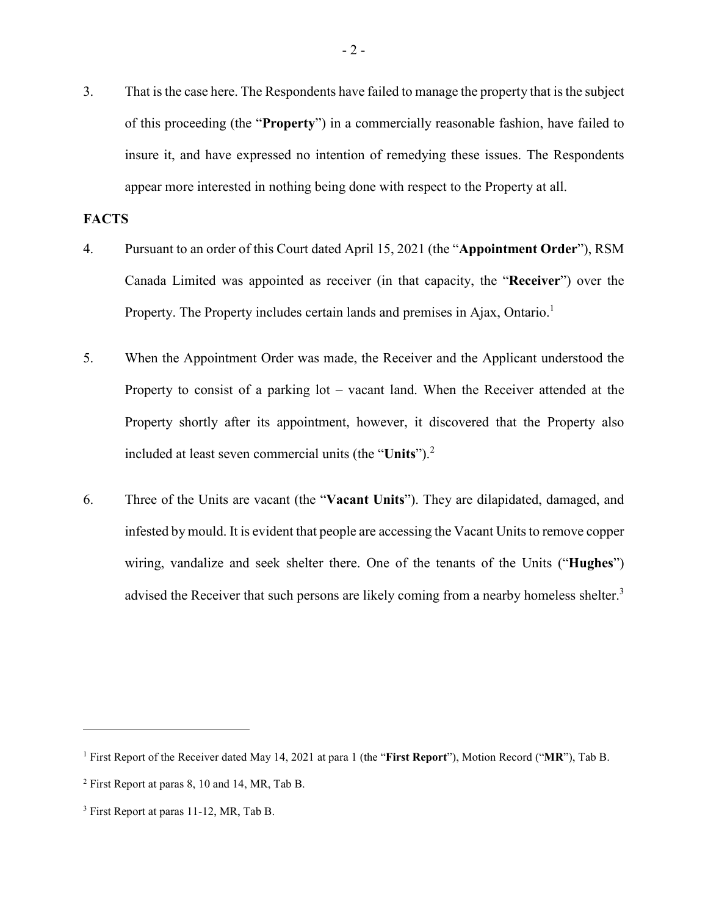3. That is the case here. The Respondents have failed to manage the property that is the subject of this proceeding (the "**Property**") in a commercially reasonable fashion, have failed to insure it, and have expressed no intention of remedying these issues. The Respondents appear more interested in nothing being done with respect to the Property at all.

**FACTS**

4. Pursuant to an order of this Court dated April 15, 2021 (the "**Appointment Order**"), RSM Canada Limited was appointed as receiver (in that capacity, the "**Receiver**") over the Property. The Property includes certain lands and premises in Ajax, Ontario.[1]

5. When the Appointment Order was made, the Receiver and the Applicant understood the Property to consist of a parking lot – vacant land. When the Receiver attended at the Property shortly after its appointment, however, it discovered that the Property also included at least seven commercial units (the "**Units**").[2]

6. Three of the Units are vacant (the "**Vacant Units**"). They are dilapidated, damaged, and infested by mould. It is evident that people are accessing the Vacant Units to remove copper wiring, vandalize and seek shelter there. One of the tenants of the Units ("**Hughes**") advised the Receiver that such persons are likely coming from a nearby homeless shelter.[3]

---

[1] First Report of the Receiver dated May 14, 2021 at para 1 (the "**First Report**"), Motion Record ("**MR**"), Tab B.

[2] First Report at paras 8, 10 and 14, MR, Tab B.

[3] First Report at paras 11-12, MR, Tab B.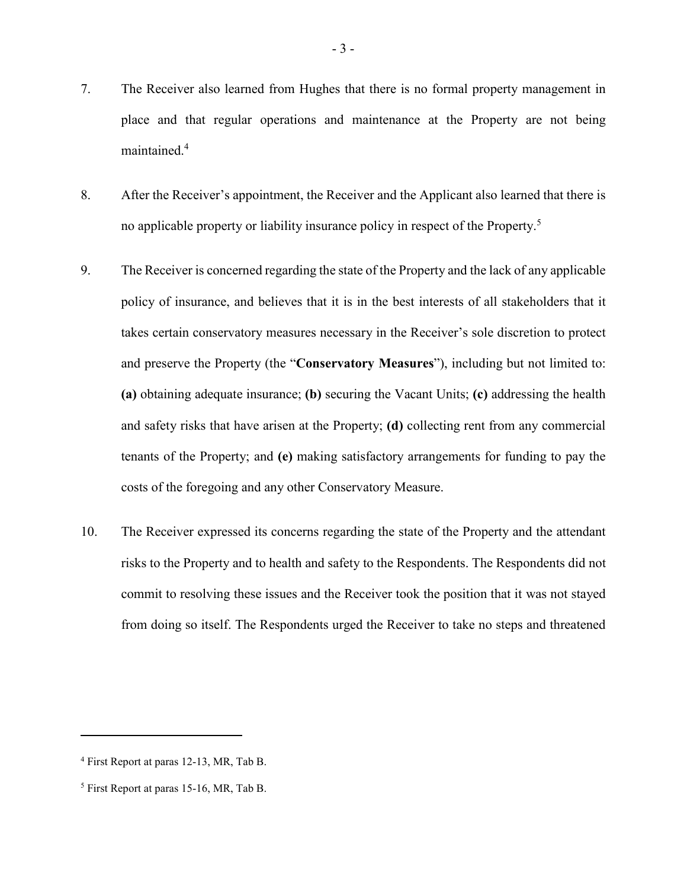7. The Receiver also learned from Hughes that there is no formal property management in place and that regular operations and maintenance at the Property are not being maintained.[4]

8. After the Receiver's appointment, the Receiver and the Applicant also learned that there is no applicable property or liability insurance policy in respect of the Property.[5]

9. The Receiver is concerned regarding the state of the Property and the lack of any applicable policy of insurance, and believes that it is in the best interests of all stakeholders that it takes certain conservatory measures necessary in the Receiver's sole discretion to protect and preserve the Property (the "**Conservatory Measures**"), including but not limited to: **(a)** obtaining adequate insurance; **(b)** securing the Vacant Units; **(c)** addressing the health and safety risks that have arisen at the Property; **(d)** collecting rent from any commercial tenants of the Property; and **(e)** making satisfactory arrangements for funding to pay the costs of the foregoing and any other Conservatory Measure.

10. The Receiver expressed its concerns regarding the state of the Property and the attendant risks to the Property and to health and safety to the Respondents. The Respondents did not commit to resolving these issues and the Receiver took the position that it was not stayed from doing so itself. The Respondents urged the Receiver to take no steps and threatened

---

[4] First Report at paras 12-13, MR, Tab B.

[5] First Report at paras 15-16, MR, Tab B.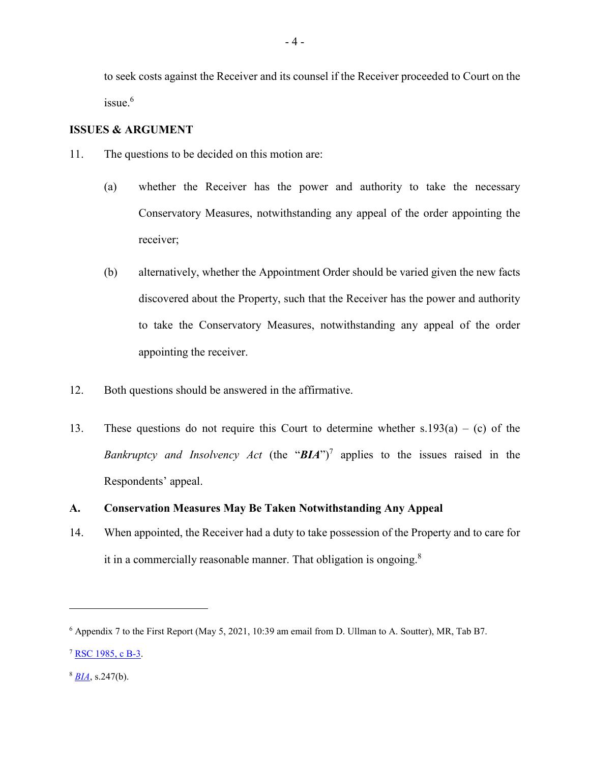to seek costs against the Receiver and its counsel if the Receiver proceeded to Court on the issue.[6]

## ISSUES & ARGUMENT

11. The questions to be decided on this motion are:

    (a) whether the Receiver has the power and authority to take the necessary Conservatory Measures, notwithstanding any appeal of the order appointing the receiver;

    (b) alternatively, whether the Appointment Order should be varied given the new facts discovered about the Property, such that the Receiver has the power and authority to take the Conservatory Measures, notwithstanding any appeal of the order appointing the receiver.

12. Both questions should be answered in the affirmative.

13. These questions do not require this Court to determine whether s.193(a) – (c) of the *Bankruptcy and Insolvency Act* (the "***BIA***")[7] applies to the issues raised in the Respondents' appeal.

### A. Conservation Measures May Be Taken Notwithstanding Any Appeal

14. When appointed, the Receiver had a duty to take possession of the Property and to care for it in a commercially reasonable manner. That obligation is ongoing.[8]

---

[6] Appendix 7 to the First Report (May 5, 2021, 10:39 am email from D. Ullman to A. Soutter), MR, Tab B7.

[7] RSC 1985, c B-3.

[8] *BIA*, s.247(b).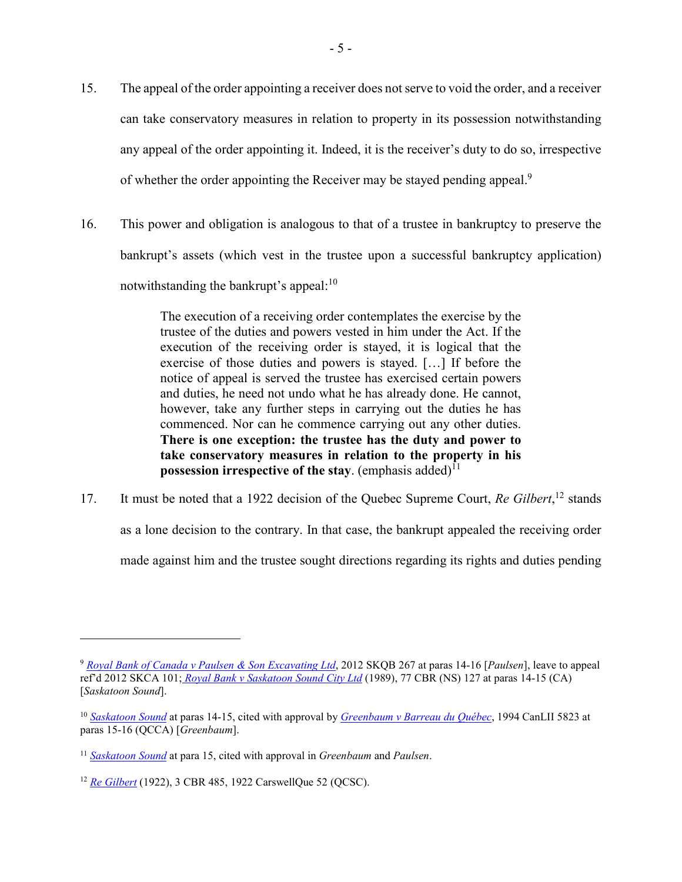15. The appeal of the order appointing a receiver does not serve to void the order, and a receiver can take conservatory measures in relation to property in its possession notwithstanding any appeal of the order appointing it. Indeed, it is the receiver's duty to do so, irrespective of whether the order appointing the Receiver may be stayed pending appeal.[9]

16. This power and obligation is analogous to that of a trustee in bankruptcy to preserve the bankrupt's assets (which vest in the trustee upon a successful bankruptcy application) notwithstanding the bankrupt's appeal:[10]

> The execution of a receiving order contemplates the exercise by the trustee of the duties and powers vested in him under the Act. If the execution of the receiving order is stayed, it is logical that the exercise of those duties and powers is stayed. […] If before the notice of appeal is served the trustee has exercised certain powers and duties, he need not undo what he has already done. He cannot, however, take any further steps in carrying out the duties he has commenced. Nor can he commence carrying out any other duties. **There is one exception: the trustee has the duty and power to take conservatory measures in relation to the property in his possession irrespective of the stay**. (emphasis added)[11]

17. It must be noted that a 1922 decision of the Quebec Supreme Court, *Re Gilbert*,[12] stands as a lone decision to the contrary. In that case, the bankrupt appealed the receiving order made against him and the trustee sought directions regarding its rights and duties pending

---

[9] *Royal Bank of Canada v Paulsen & Son Excavating Ltd*, 2012 SKQB 267 at paras 14-16 [*Paulsen*], leave to appeal ref'd 2012 SKCA 101; *Royal Bank v Saskatoon Sound City Ltd* (1989), 77 CBR (NS) 127 at paras 14-15 (CA) [*Saskatoon Sound*].

[10] *Saskatoon Sound* at paras 14-15, cited with approval by *Greenbaum v Barreau du Québec*, 1994 CanLII 5823 at paras 15-16 (QCCA) [*Greenbaum*].

[11] *Saskatoon Sound* at para 15, cited with approval in *Greenbaum* and *Paulsen*.

[12] *Re Gilbert* (1922), 3 CBR 485, 1922 CarswellQue 52 (QCSC).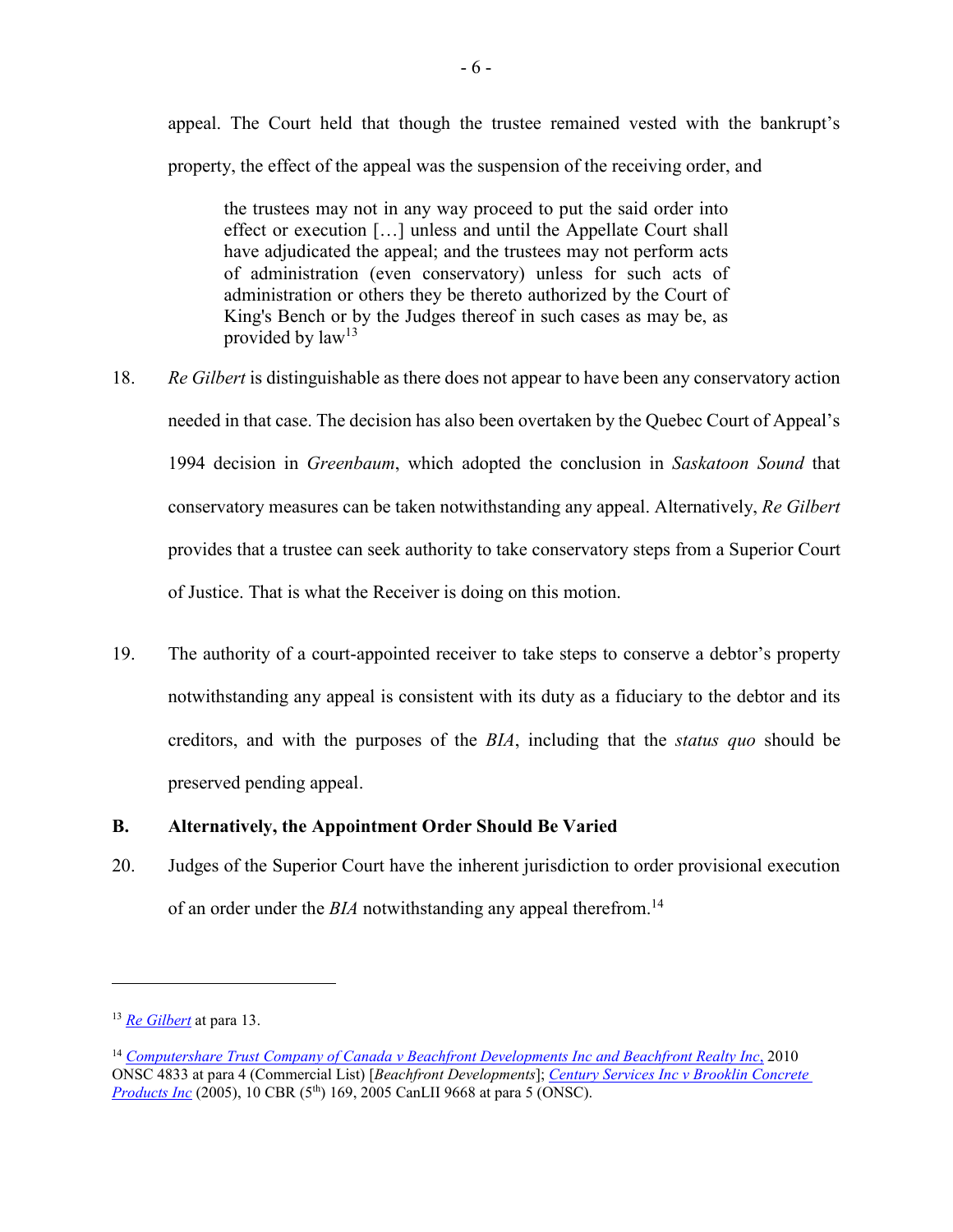appeal. The Court held that though the trustee remained vested with the bankrupt's property, the effect of the appeal was the suspension of the receiving order, and

> the trustees may not in any way proceed to put the said order into effect or execution […] unless and until the Appellate Court shall have adjudicated the appeal; and the trustees may not perform acts of administration (even conservatory) unless for such acts of administration or others they be thereto authorized by the Court of King's Bench or by the Judges thereof in such cases as may be, as provided by law[13]

18. *Re Gilbert* is distinguishable as there does not appear to have been any conservatory action needed in that case. The decision has also been overtaken by the Quebec Court of Appeal's 1994 decision in *Greenbaum*, which adopted the conclusion in *Saskatoon Sound* that conservatory measures can be taken notwithstanding any appeal. Alternatively, *Re Gilbert* provides that a trustee can seek authority to take conservatory steps from a Superior Court of Justice. That is what the Receiver is doing on this motion.

19. The authority of a court-appointed receiver to take steps to conserve a debtor's property notwithstanding any appeal is consistent with its duty as a fiduciary to the debtor and its creditors, and with the purposes of the *BIA*, including that the *status quo* should be preserved pending appeal.

## B. Alternatively, the Appointment Order Should Be Varied

20. Judges of the Superior Court have the inherent jurisdiction to order provisional execution of an order under the *BIA* notwithstanding any appeal therefrom.[14]

---

[13] *Re Gilbert* at para 13.

[14] *Computershare Trust Company of Canada v Beachfront Developments Inc and Beachfront Realty Inc*, 2010 ONSC 4833 at para 4 (Commercial List) [*Beachfront Developments*]; *Century Services Inc v Brooklin Concrete Products Inc* (2005), 10 CBR (5th) 169, 2005 CanLII 9668 at para 5 (ONSC).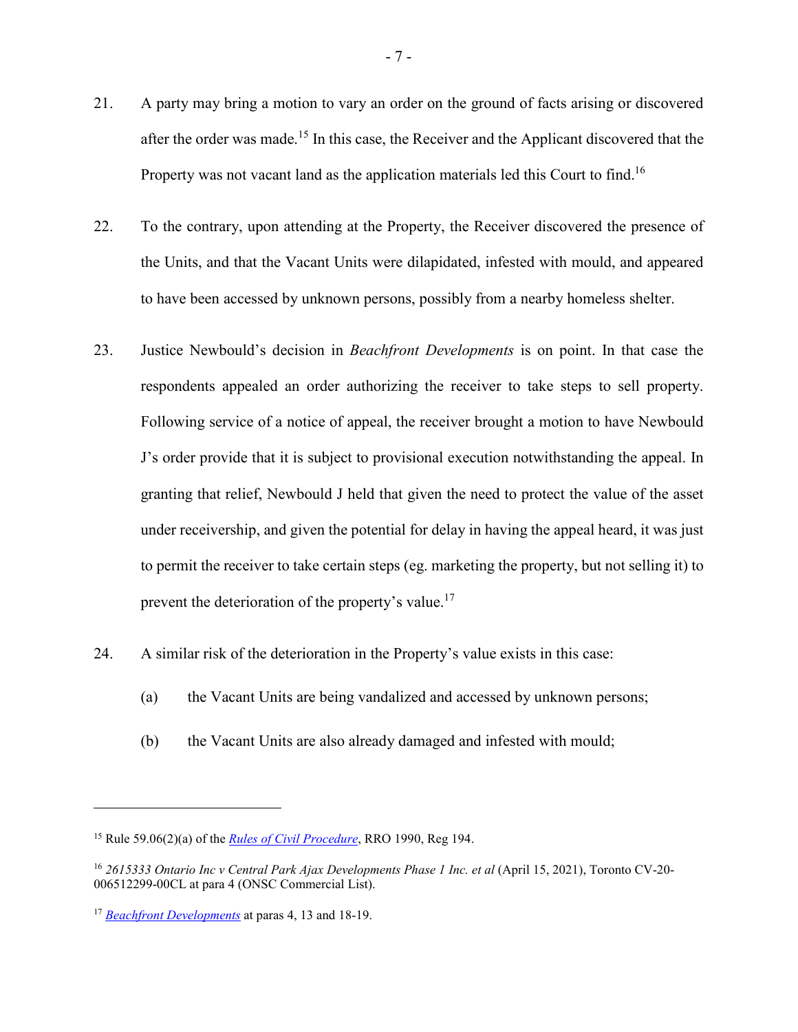21. A party may bring a motion to vary an order on the ground of facts arising or discovered after the order was made.[15] In this case, the Receiver and the Applicant discovered that the Property was not vacant land as the application materials led this Court to find.[16]

22. To the contrary, upon attending at the Property, the Receiver discovered the presence of the Units, and that the Vacant Units were dilapidated, infested with mould, and appeared to have been accessed by unknown persons, possibly from a nearby homeless shelter.

23. Justice Newbould's decision in *Beachfront Developments* is on point. In that case the respondents appealed an order authorizing the receiver to take steps to sell property. Following service of a notice of appeal, the receiver brought a motion to have Newbould J's order provide that it is subject to provisional execution notwithstanding the appeal. In granting that relief, Newbould J held that given the need to protect the value of the asset under receivership, and given the potential for delay in having the appeal heard, it was just to permit the receiver to take certain steps (eg. marketing the property, but not selling it) to prevent the deterioration of the property's value.[17]

24. A similar risk of the deterioration in the Property's value exists in this case:

    (a) the Vacant Units are being vandalized and accessed by unknown persons;

    (b) the Vacant Units are also already damaged and infested with mould;

---

[15] Rule 59.06(2)(a) of the *Rules of Civil Procedure*, RRO 1990, Reg 194.

[16] *2615333 Ontario Inc v Central Park Ajax Developments Phase 1 Inc. et al* (April 15, 2021), Toronto CV-20-006512299-00CL at para 4 (ONSC Commercial List).

[17] *Beachfront Developments* at paras 4, 13 and 18-19.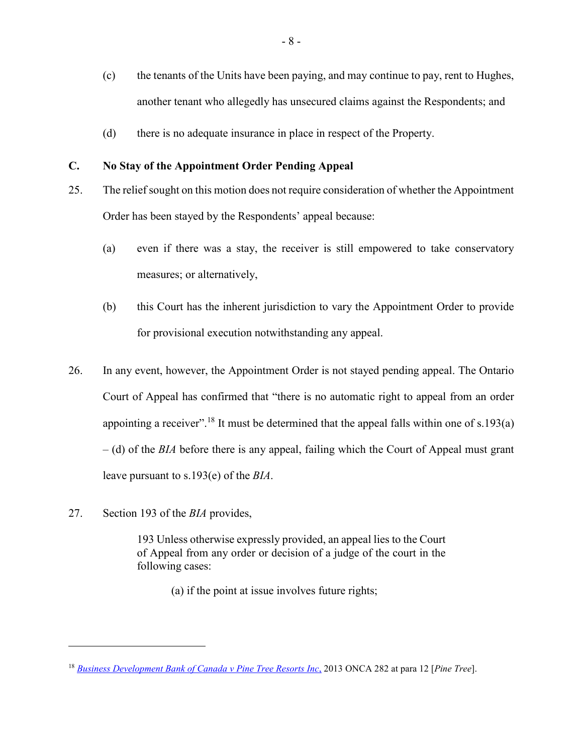(c) the tenants of the Units have been paying, and may continue to pay, rent to Hughes, another tenant who allegedly has unsecured claims against the Respondents; and

(d) there is no adequate insurance in place in respect of the Property.

## C. No Stay of the Appointment Order Pending Appeal

25. The relief sought on this motion does not require consideration of whether the Appointment Order has been stayed by the Respondents' appeal because:

    (a) even if there was a stay, the receiver is still empowered to take conservatory measures; or alternatively,

    (b) this Court has the inherent jurisdiction to vary the Appointment Order to provide for provisional execution notwithstanding any appeal.

26. In any event, however, the Appointment Order is not stayed pending appeal. The Ontario Court of Appeal has confirmed that "there is no automatic right to appeal from an order appointing a receiver".[18] It must be determined that the appeal falls within one of s.193(a) – (d) of the *BIA* before there is any appeal, failing which the Court of Appeal must grant leave pursuant to s.193(e) of the *BIA*.

27. Section 193 of the *BIA* provides,

> 193 Unless otherwise expressly provided, an appeal lies to the Court of Appeal from any order or decision of a judge of the court in the following cases:
>
> (a) if the point at issue involves future rights;

---

[18] *Business Development Bank of Canada v Pine Tree Resorts Inc.*, 2013 ONCA 282 at para 12 [*Pine Tree*].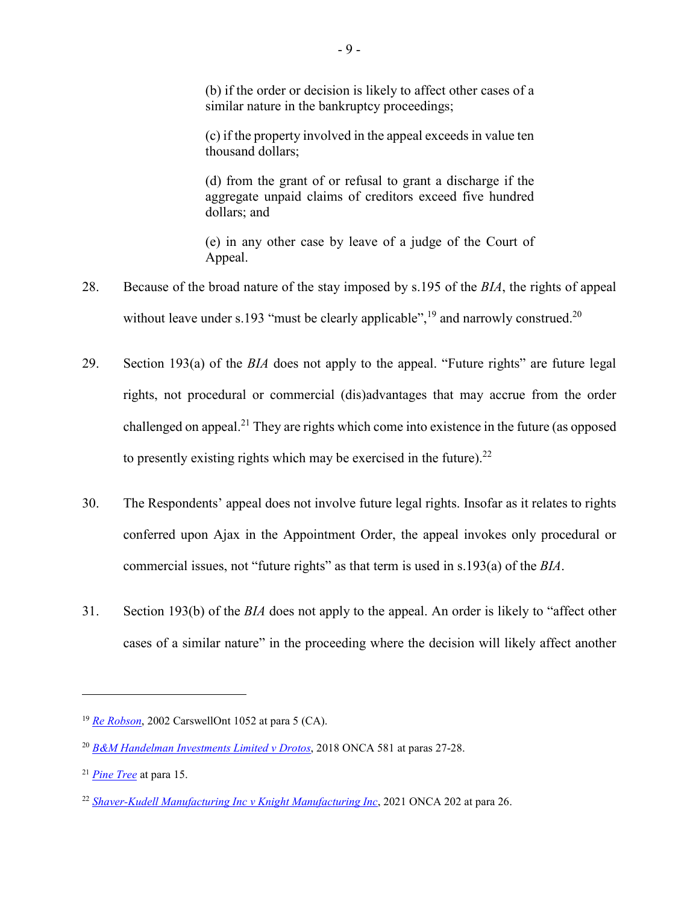> (b) if the order or decision is likely to affect other cases of a similar nature in the bankruptcy proceedings;
>
> (c) if the property involved in the appeal exceeds in value ten thousand dollars;
>
> (d) from the grant of or refusal to grant a discharge if the aggregate unpaid claims of creditors exceed five hundred dollars; and
>
> (e) in any other case by leave of a judge of the Court of Appeal.

28. Because of the broad nature of the stay imposed by s.195 of the *BIA*, the rights of appeal without leave under s.193 "must be clearly applicable",[19] and narrowly construed.[20]

29. Section 193(a) of the *BIA* does not apply to the appeal. "Future rights" are future legal rights, not procedural or commercial (dis)advantages that may accrue from the order challenged on appeal.[21] They are rights which come into existence in the future (as opposed to presently existing rights which may be exercised in the future).[22]

30. The Respondents' appeal does not involve future legal rights. Insofar as it relates to rights conferred upon Ajax in the Appointment Order, the appeal invokes only procedural or commercial issues, not "future rights" as that term is used in s.193(a) of the *BIA*.

31. Section 193(b) of the *BIA* does not apply to the appeal. An order is likely to "affect other cases of a similar nature" in the proceeding where the decision will likely affect another

---

[19] *Re Robson*, 2002 CarswellOnt 1052 at para 5 (CA).

[20] *B&M Handelman Investments Limited v Drotos*, 2018 ONCA 581 at paras 27-28.

[21] *Pine Tree* at para 15.

[22] *Shaver-Kudell Manufacturing Inc v Knight Manufacturing Inc*, 2021 ONCA 202 at para 26.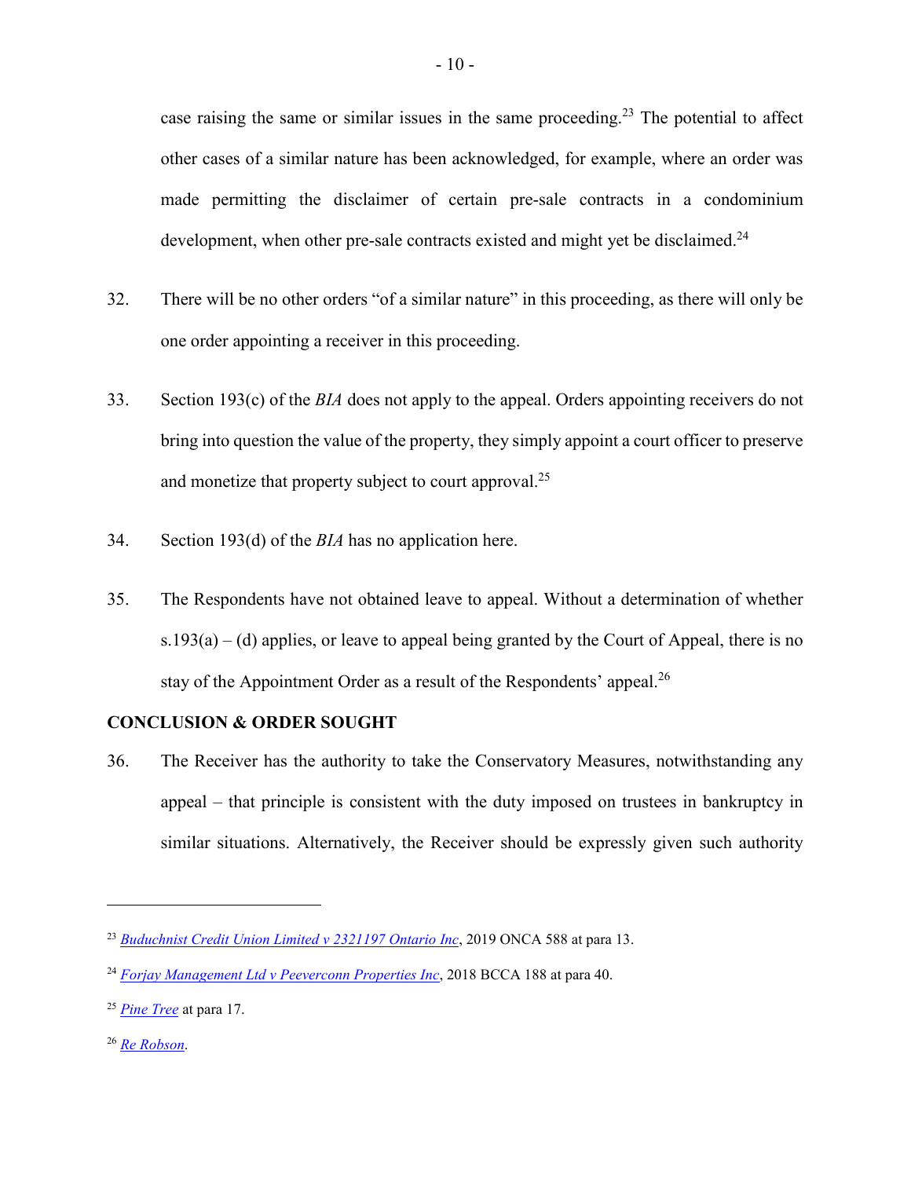case raising the same or similar issues in the same proceeding.[23] The potential to affect other cases of a similar nature has been acknowledged, for example, where an order was made permitting the disclaimer of certain pre-sale contracts in a condominium development, when other pre-sale contracts existed and might yet be disclaimed.[24]

32. There will be no other orders "of a similar nature" in this proceeding, as there will only be one order appointing a receiver in this proceeding.

33. Section 193(c) of the *BIA* does not apply to the appeal. Orders appointing receivers do not bring into question the value of the property, they simply appoint a court officer to preserve and monetize that property subject to court approval.[25]

34. Section 193(d) of the *BIA* has no application here.

35. The Respondents have not obtained leave to appeal. Without a determination of whether s.193(a) – (d) applies, or leave to appeal being granted by the Court of Appeal, there is no stay of the Appointment Order as a result of the Respondents' appeal.[26]

## CONCLUSION & ORDER SOUGHT

36. The Receiver has the authority to take the Conservatory Measures, notwithstanding any appeal – that principle is consistent with the duty imposed on trustees in bankruptcy in similar situations. Alternatively, the Receiver should be expressly given such authority

---

[23] *Buduchnist Credit Union Limited v 2321197 Ontario Inc*, 2019 ONCA 588 at para 13.

[24] *Forjay Management Ltd v Peeverconn Properties Inc*, 2018 BCCA 188 at para 40.

[25] *Pine Tree* at para 17.

[26] *Re Robson*.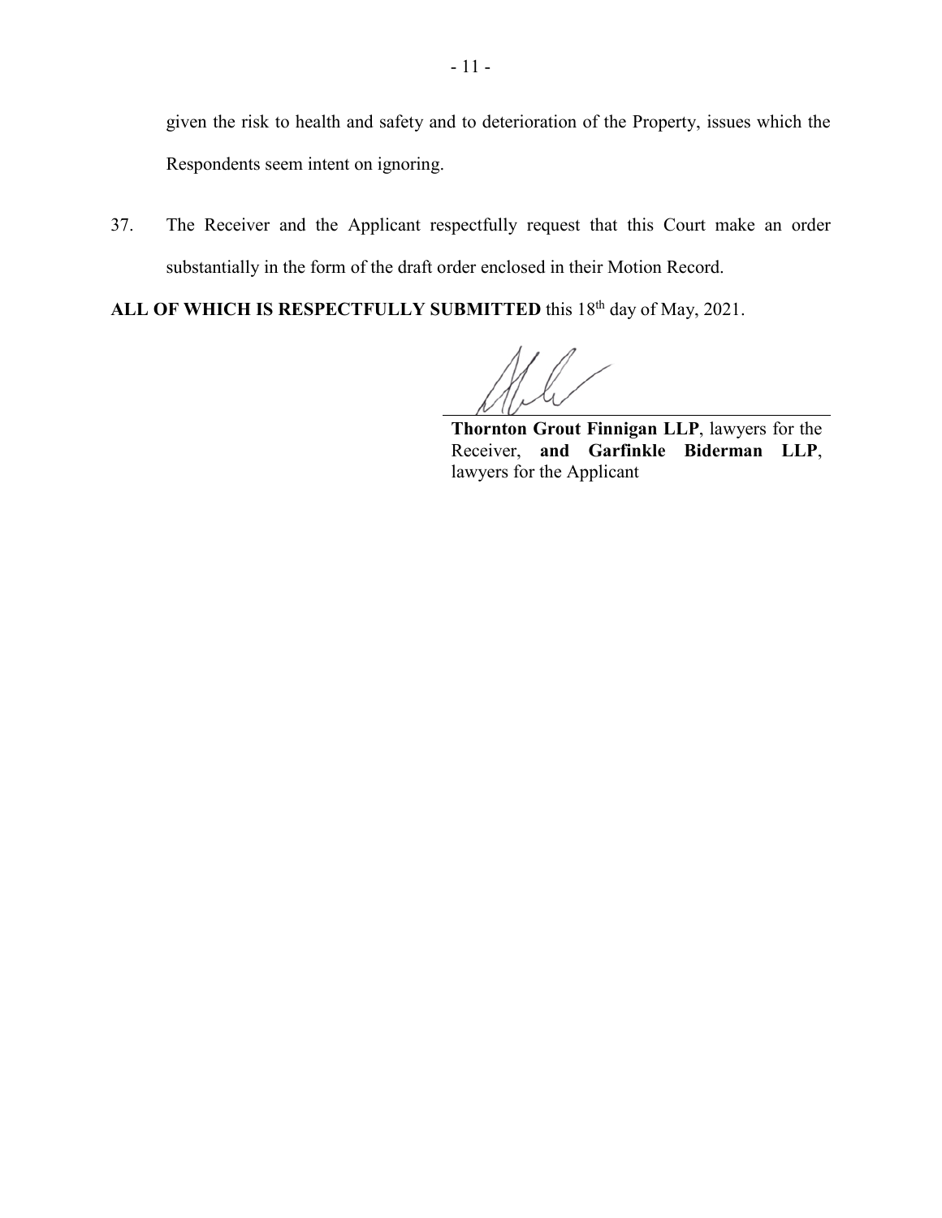given the risk to health and safety and to deterioration of the Property, issues which the Respondents seem intent on ignoring.

37. The Receiver and the Applicant respectfully request that this Court make an order substantially in the form of the draft order enclosed in their Motion Record.

**ALL OF WHICH IS RESPECTFULLY SUBMITTED** this 18th day of May, 2021.

**Thornton Grout Finnigan LLP**, lawyers for the Receiver, **and Garfinkle Biderman LLP**, lawyers for the Applicant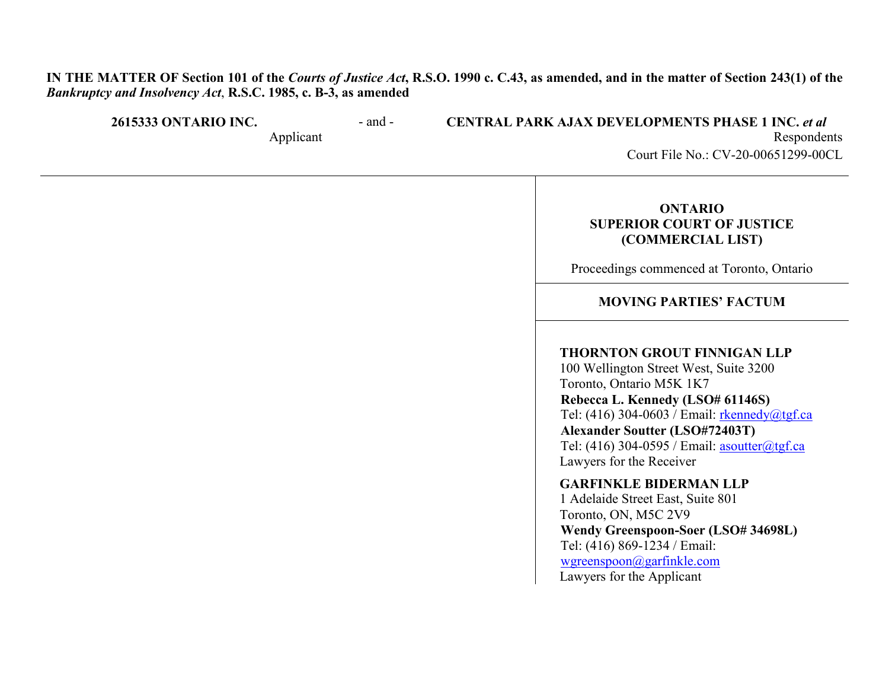**IN THE MATTER OF Section 101 of the *Courts of Justice Act*, R.S.O. 1990 c. C.43, as amended, and in the matter of Section 243(1) of the *Bankruptcy and Insolvency Act*, R.S.C. 1985, c. B-3, as amended**

**2615333 ONTARIO INC.**
Applicant

- and -

**CENTRAL PARK AJAX DEVELOPMENTS PHASE 1 INC. *et al***
Respondents

Court File No.: CV-20-00651299-00CL

**ONTARIO**
**SUPERIOR COURT OF JUSTICE**
**(COMMERCIAL LIST)**

Proceedings commenced at Toronto, Ontario

**MOVING PARTIES' FACTUM**

**THORNTON GROUT FINNIGAN LLP**
100 Wellington Street West, Suite 3200
Toronto, Ontario M5K 1K7
**Rebecca L. Kennedy (LSO# 61146S)**
Tel: (416) 304-0603 / Email: rkennedy@tgf.ca
**Alexander Soutter (LSO#72403T)**
Tel: (416) 304-0595 / Email: asoutter@tgf.ca
Lawyers for the Receiver

**GARFINKLE BIDERMAN LLP**
1 Adelaide Street East, Suite 801
Toronto, ON, M5C 2V9
**Wendy Greenspoon-Soer (LSO# 34698L)**
Tel: (416) 869-1234 / Email: wgreenspoon@garfinkle.com
Lawyers for the Applicant